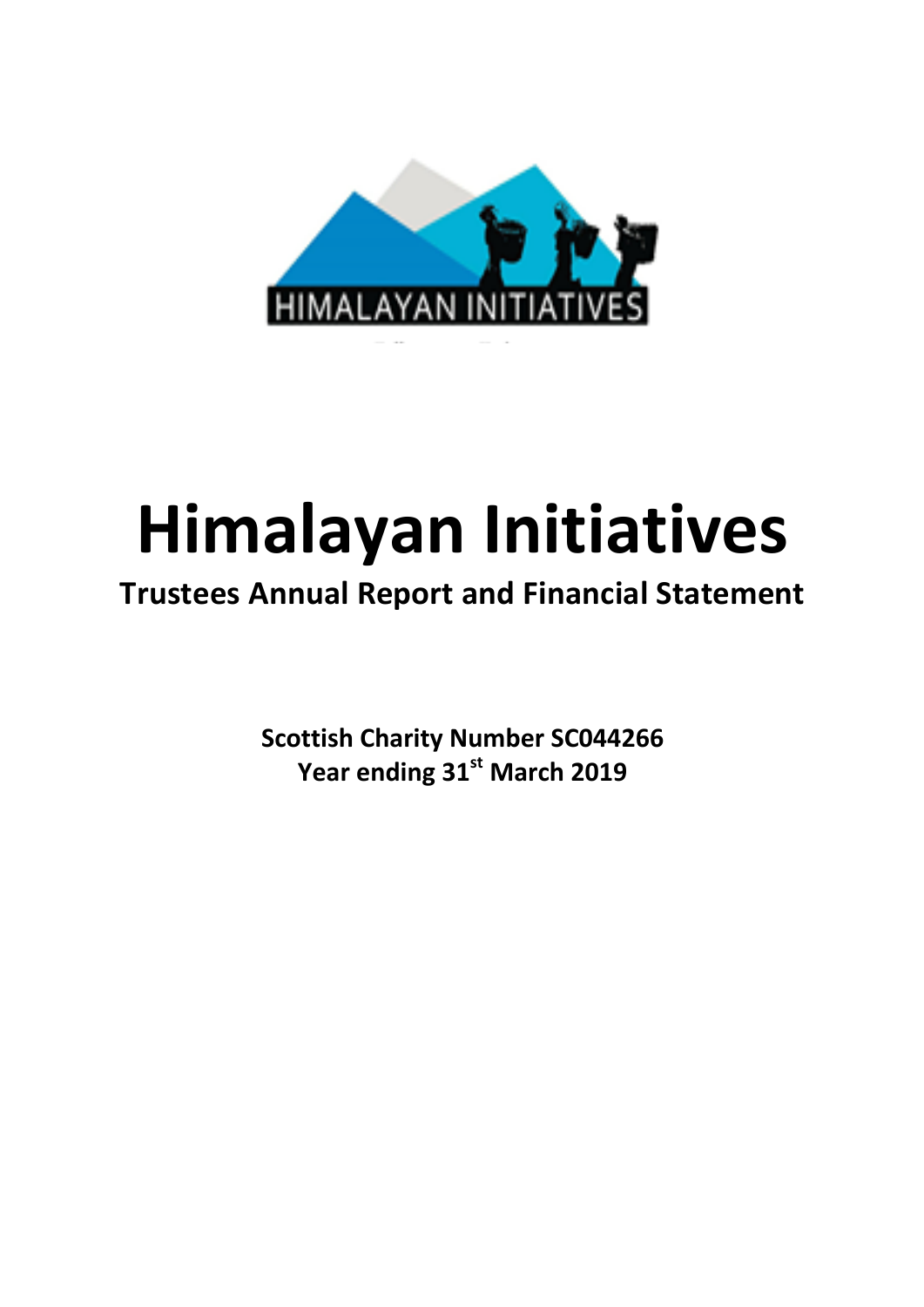# Himalayan Initiatives

## Trustees Annual Report and Financial Statement

**Scottish Charity Number SC044266**
**Year ending 31st March 2019**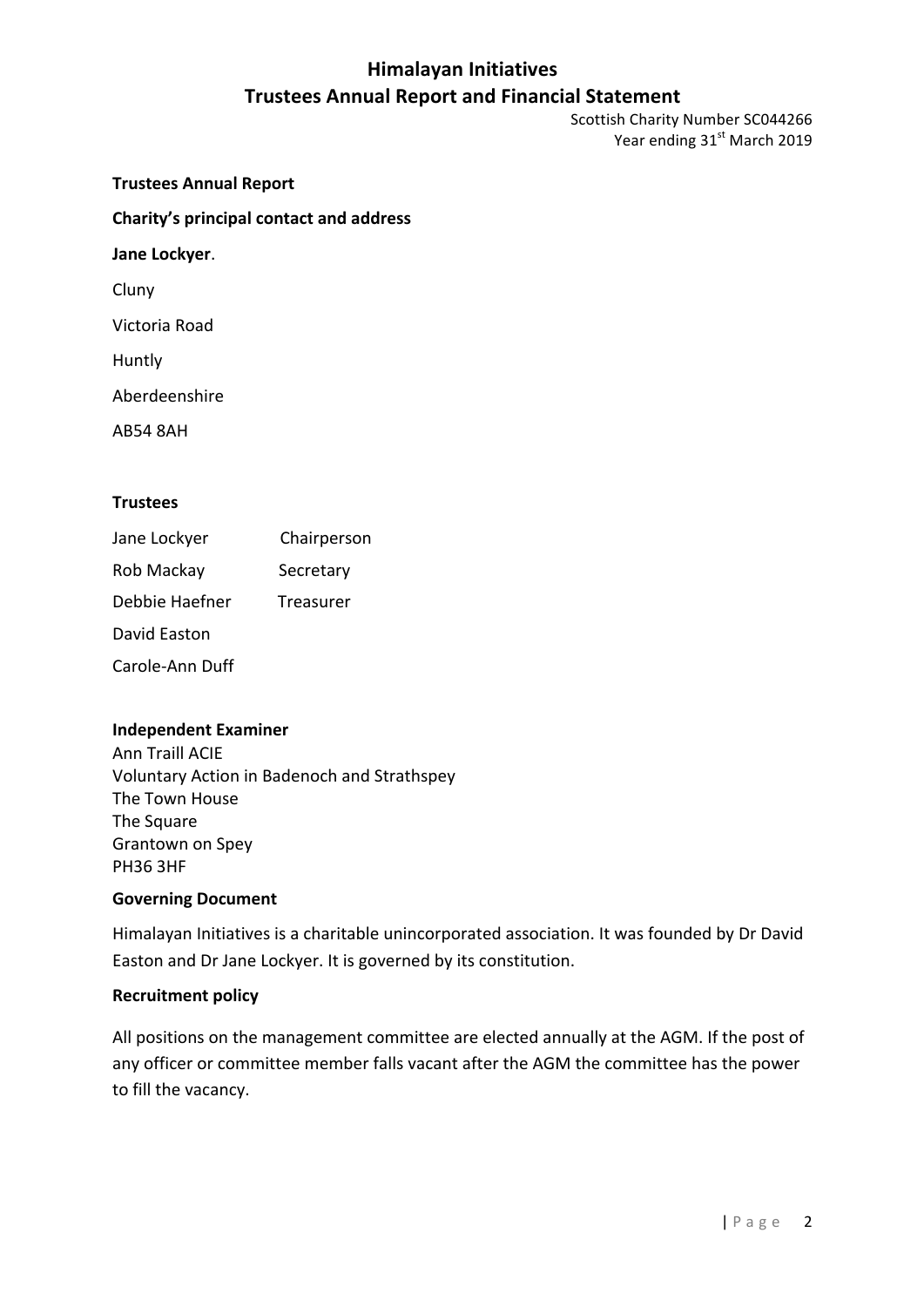# Himalayan Initiatives
# Trustees Annual Report and Financial Statement

Scottish Charity Number SC044266
Year ending 31st March 2019

**Trustees Annual Report**

**Charity's principal contact and address**

**Jane Lockyer**.

Cluny

Victoria Road

Huntly

Aberdeenshire

AB54 8AH

**Trustees**

| | |
|---|---|
| Jane Lockyer | Chairperson |
| Rob Mackay | Secretary |
| Debbie Haefner | Treasurer |
| David Easton | |
| Carole-Ann Duff | |

**Independent Examiner**
Ann Traill ACIE
Voluntary Action in Badenoch and Strathspey
The Town House
The Square
Grantown on Spey
PH36 3HF

**Governing Document**

Himalayan Initiatives is a charitable unincorporated association. It was founded by Dr David Easton and Dr Jane Lockyer. It is governed by its constitution.

**Recruitment policy**

All positions on the management committee are elected annually at the AGM. If the post of any officer or committee member falls vacant after the AGM the committee has the power to fill the vacancy.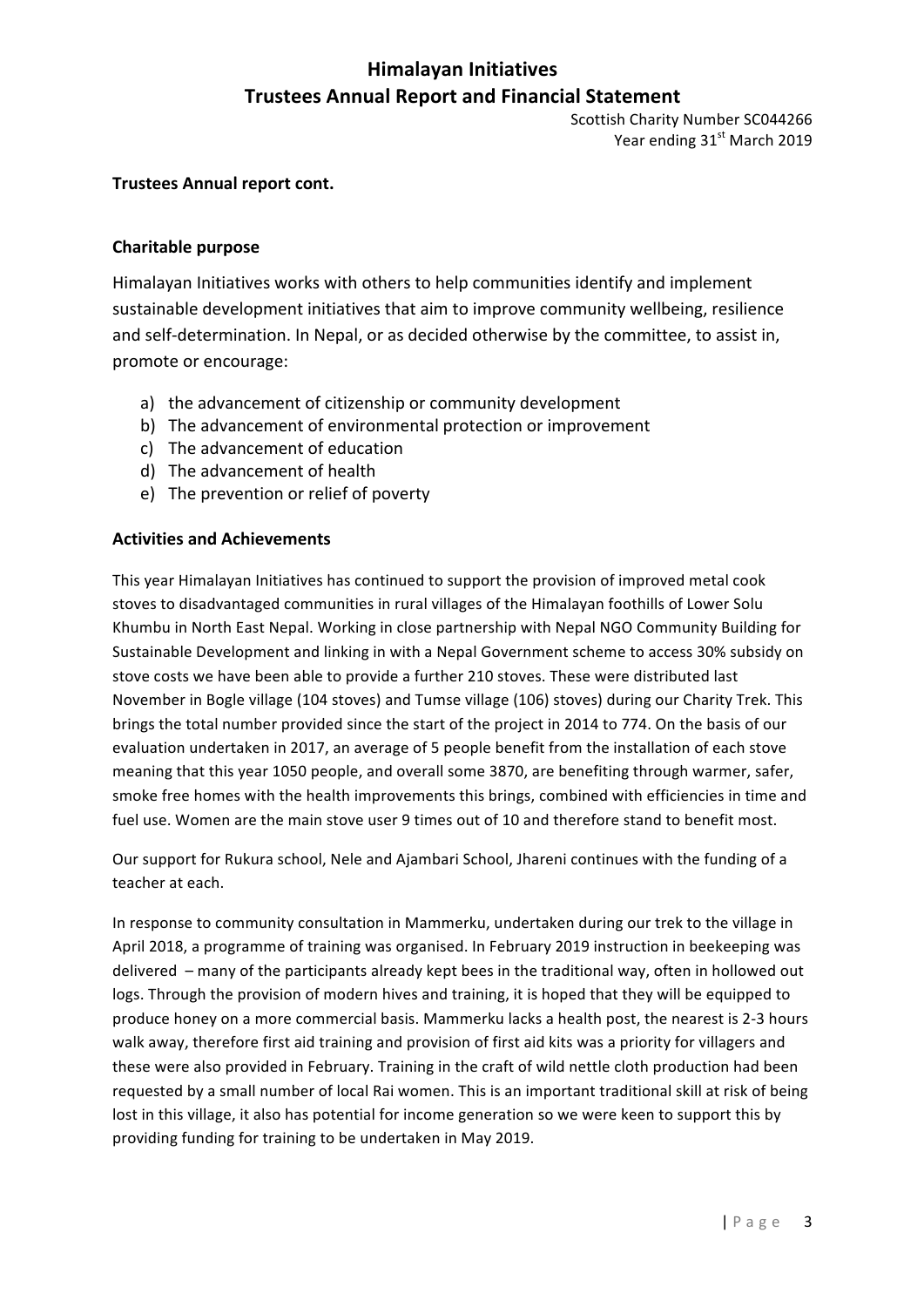# Himalayan Initiatives
# Trustees Annual Report and Financial Statement

Scottish Charity Number SC044266
Year ending 31st March 2019

**Trustees Annual report cont.**

### Charitable purpose

Himalayan Initiatives works with others to help communities identify and implement sustainable development initiatives that aim to improve community wellbeing, resilience and self-determination. In Nepal, or as decided otherwise by the committee, to assist in, promote or encourage:

a) the advancement of citizenship or community development
b) The advancement of environmental protection or improvement
c) The advancement of education
d) The advancement of health
e) The prevention or relief of poverty

### Activities and Achievements

This year Himalayan Initiatives has continued to support the provision of improved metal cook stoves to disadvantaged communities in rural villages of the Himalayan foothills of Lower Solu Khumbu in North East Nepal. Working in close partnership with Nepal NGO Community Building for Sustainable Development and linking in with a Nepal Government scheme to access 30% subsidy on stove costs we have been able to provide a further 210 stoves. These were distributed last November in Bogle village (104 stoves) and Tumse village (106) stoves) during our Charity Trek. This brings the total number provided since the start of the project in 2014 to 774. On the basis of our evaluation undertaken in 2017, an average of 5 people benefit from the installation of each stove meaning that this year 1050 people, and overall some 3870, are benefiting through warmer, safer, smoke free homes with the health improvements this brings, combined with efficiencies in time and fuel use. Women are the main stove user 9 times out of 10 and therefore stand to benefit most.

Our support for Rukura school, Nele and Ajambari School, Jhareni continues with the funding of a teacher at each.

In response to community consultation in Mammerku, undertaken during our trek to the village in April 2018, a programme of training was organised. In February 2019 instruction in beekeeping was delivered – many of the participants already kept bees in the traditional way, often in hollowed out logs. Through the provision of modern hives and training, it is hoped that they will be equipped to produce honey on a more commercial basis. Mammerku lacks a health post, the nearest is 2-3 hours walk away, therefore first aid training and provision of first aid kits was a priority for villagers and these were also provided in February. Training in the craft of wild nettle cloth production had been requested by a small number of local Rai women. This is an important traditional skill at risk of being lost in this village, it also has potential for income generation so we were keen to support this by providing funding for training to be undertaken in May 2019.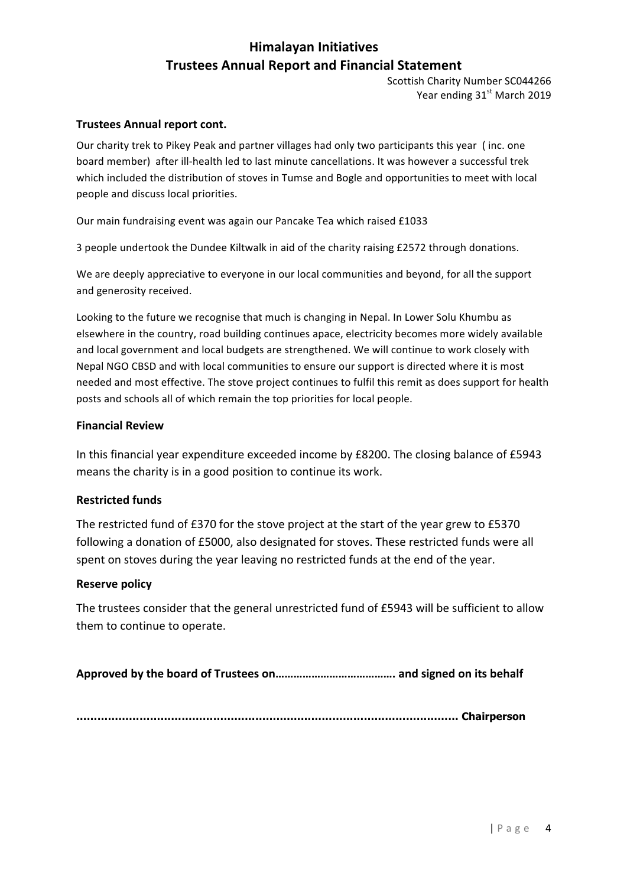# Himalayan Initiatives
# Trustees Annual Report and Financial Statement

Scottish Charity Number SC044266
Year ending 31st March 2019

### Trustees Annual report cont.

Our charity trek to Pikey Peak and partner villages had only two participants this year ( inc. one board member) after ill-health led to last minute cancellations. It was however a successful trek which included the distribution of stoves in Tumse and Bogle and opportunities to meet with local people and discuss local priorities.

Our main fundraising event was again our Pancake Tea which raised £1033

3 people undertook the Dundee Kiltwalk in aid of the charity raising £2572 through donations.

We are deeply appreciative to everyone in our local communities and beyond, for all the support and generosity received.

Looking to the future we recognise that much is changing in Nepal. In Lower Solu Khumbu as elsewhere in the country, road building continues apace, electricity becomes more widely available and local government and local budgets are strengthened. We will continue to work closely with Nepal NGO CBSD and with local communities to ensure our support is directed where it is most needed and most effective. The stove project continues to fulfil this remit as does support for health posts and schools all of which remain the top priorities for local people.

### Financial Review

In this financial year expenditure exceeded income by £8200. The closing balance of £5943 means the charity is in a good position to continue its work.

### Restricted funds

The restricted fund of £370 for the stove project at the start of the year grew to £5370 following a donation of £5000, also designated for stoves. These restricted funds were all spent on stoves during the year leaving no restricted funds at the end of the year.

### Reserve policy

The trustees consider that the general unrestricted fund of £5943 will be sufficient to allow them to continue to operate.

**Approved by the board of Trustees on…………………………………. and signed on its behalf**

**............................................................................................................ Chairperson**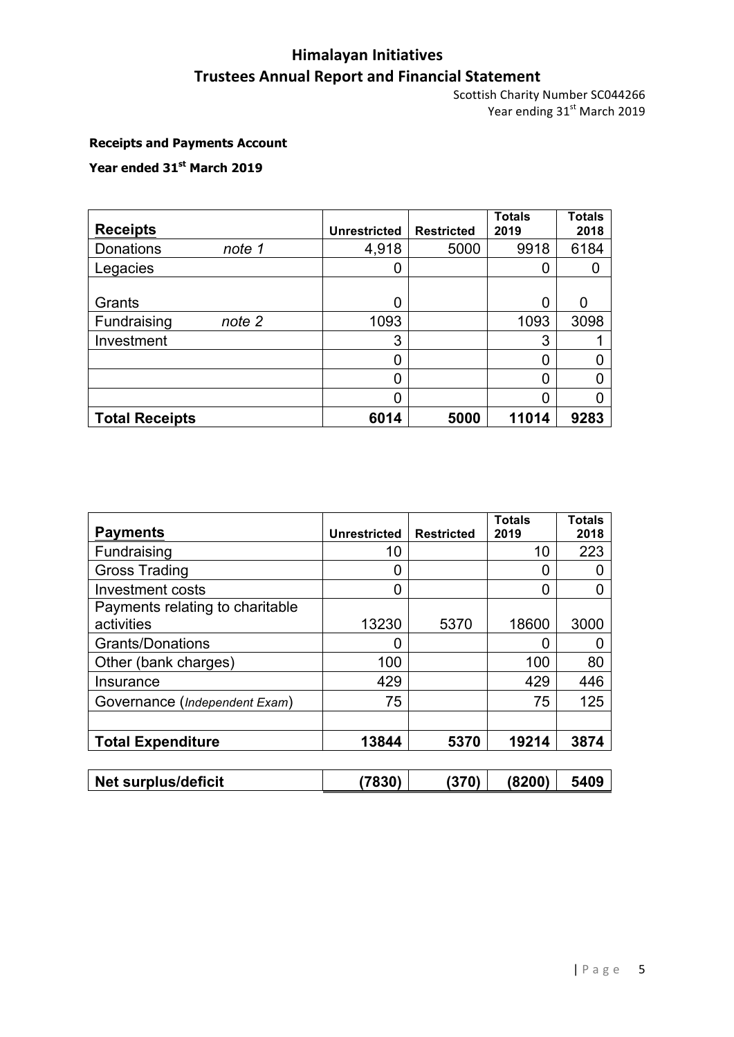# Himalayan Initiatives

## Trustees Annual Report and Financial Statement

Scottish Charity Number SC044266
Year ending 31st March 2019

**Receipts and Payments Account**

**Year ended 31st March 2019**

| **Receipts** | | **Unrestricted** | **Restricted** | **Totals 2019** | **Totals 2018** |
|---|---|---|---|---|---|
| Donations | *note 1* | 4,918 | 5000 | 9918 | 6184 |
| Legacies | | 0 | | 0 | 0 |
| Grants | | 0 | | 0 | 0 |
| Fundraising | *note 2* | 1093 | | 1093 | 3098 |
| Investment | | 3 | | 3 | 1 |
| | | 0 | | 0 | 0 |
| | | 0 | | 0 | 0 |
| | | 0 | | 0 | 0 |
| **Total Receipts** | | **6014** | **5000** | **11014** | **9283** |

| **Payments** | **Unrestricted** | **Restricted** | **Totals 2019** | **Totals 2018** |
|---|---|---|---|---|
| Fundraising | 10 | | 10 | 223 |
| Gross Trading | 0 | | 0 | 0 |
| Investment costs | 0 | | 0 | 0 |
| Payments relating to charitable activities | 13230 | 5370 | 18600 | 3000 |
| Grants/Donations | 0 | | 0 | 0 |
| Other (bank charges) | 100 | | 100 | 80 |
| Insurance | 429 | | 429 | 446 |
| Governance (*Independent Exam*) | 75 | | 75 | 125 |
| | | | | |
| **Total Expenditure** | **13844** | **5370** | **19214** | **3874** |
| **Net surplus/deficit** | **(7830)** | **(370)** | **(8200)** | **5409** |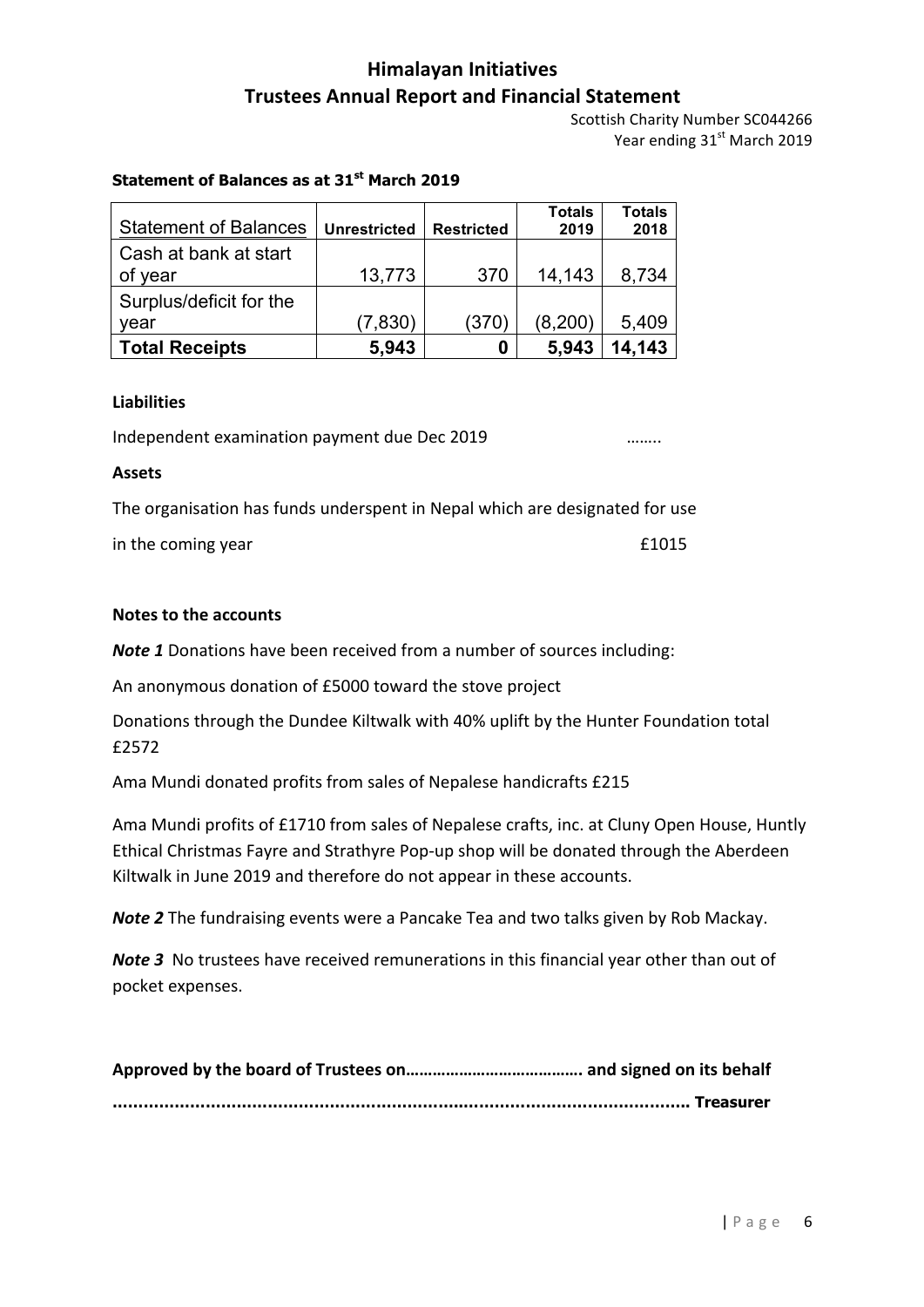# Himalayan Initiatives
## Trustees Annual Report and Financial Statement

Scottish Charity Number SC044266
Year ending 31st March 2019

**Statement of Balances as at 31st March 2019**

| Statement of Balances | Unrestricted | Restricted | Totals 2019 | Totals 2018 |
|---|---|---|---|---|
| Cash at bank at start of year | 13,773 | 370 | 14,143 | 8,734 |
| Surplus/deficit for the year | (7,830) | (370) | (8,200) | 5,409 |
| **Total Receipts** | **5,943** | **0** | **5,943** | **14,143** |

**Liabilities**

Independent examination payment due Dec 2019 ……..

**Assets**

The organisation has funds underspent in Nepal which are designated for use in the coming year £1015

**Notes to the accounts**

***Note 1*** Donations have been received from a number of sources including:

An anonymous donation of £5000 toward the stove project

Donations through the Dundee Kiltwalk with 40% uplift by the Hunter Foundation total £2572

Ama Mundi donated profits from sales of Nepalese handicrafts £215

Ama Mundi profits of £1710 from sales of Nepalese crafts, inc. at Cluny Open House, Huntly Ethical Christmas Fayre and Strathyre Pop-up shop will be donated through the Aberdeen Kiltwalk in June 2019 and therefore do not appear in these accounts.

***Note 2*** The fundraising events were a Pancake Tea and two talks given by Rob Mackay.

***Note 3*** No trustees have received remunerations in this financial year other than out of pocket expenses.

**Approved by the board of Trustees on………………………………. and signed on its behalf**

**……………………………………………………………………………………… Treasurer**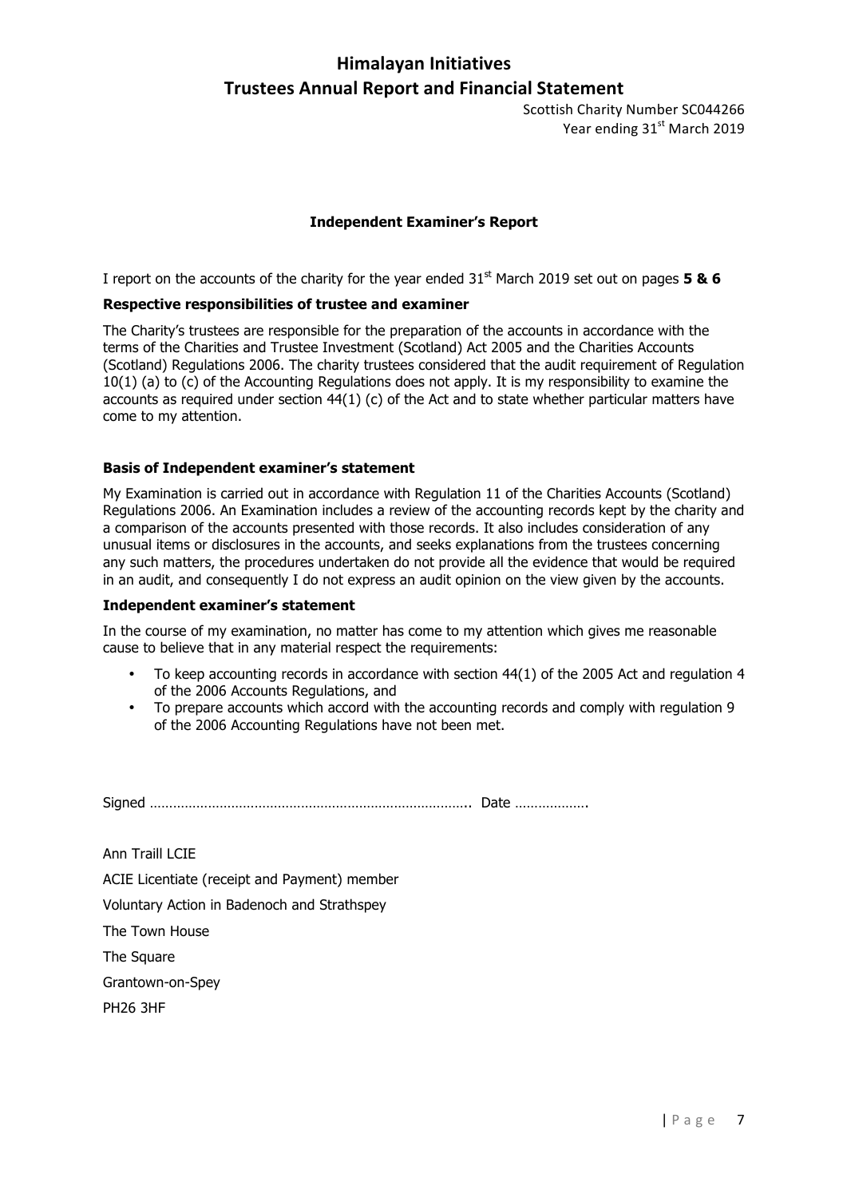# Himalayan Initiatives
## Trustees Annual Report and Financial Statement

Scottish Charity Number SC044266
Year ending 31st March 2019

### Independent Examiner's Report

I report on the accounts of the charity for the year ended 31st March 2019 set out on pages **5 & 6**

**Respective responsibilities of trustee and examiner**

The Charity's trustees are responsible for the preparation of the accounts in accordance with the terms of the Charities and Trustee Investment (Scotland) Act 2005 and the Charities Accounts (Scotland) Regulations 2006. The charity trustees considered that the audit requirement of Regulation 10(1) (a) to (c) of the Accounting Regulations does not apply. It is my responsibility to examine the accounts as required under section 44(1) (c) of the Act and to state whether particular matters have come to my attention.

**Basis of Independent examiner's statement**

My Examination is carried out in accordance with Regulation 11 of the Charities Accounts (Scotland) Regulations 2006. An Examination includes a review of the accounting records kept by the charity and a comparison of the accounts presented with those records. It also includes consideration of any unusual items or disclosures in the accounts, and seeks explanations from the trustees concerning any such matters, the procedures undertaken do not provide all the evidence that would be required in an audit, and consequently I do not express an audit opinion on the view given by the accounts.

**Independent examiner's statement**

In the course of my examination, no matter has come to my attention which gives me reasonable cause to believe that in any material respect the requirements:

- To keep accounting records in accordance with section 44(1) of the 2005 Act and regulation 4 of the 2006 Accounts Regulations, and
- To prepare accounts which accord with the accounting records and comply with regulation 9 of the 2006 Accounting Regulations have not been met.

Signed ……………………………………………………………………….. Date ……………….

Ann Traill LCIE

ACIE Licentiate (receipt and Payment) member

Voluntary Action in Badenoch and Strathspey

The Town House

The Square

Grantown-on-Spey

PH26 3HF